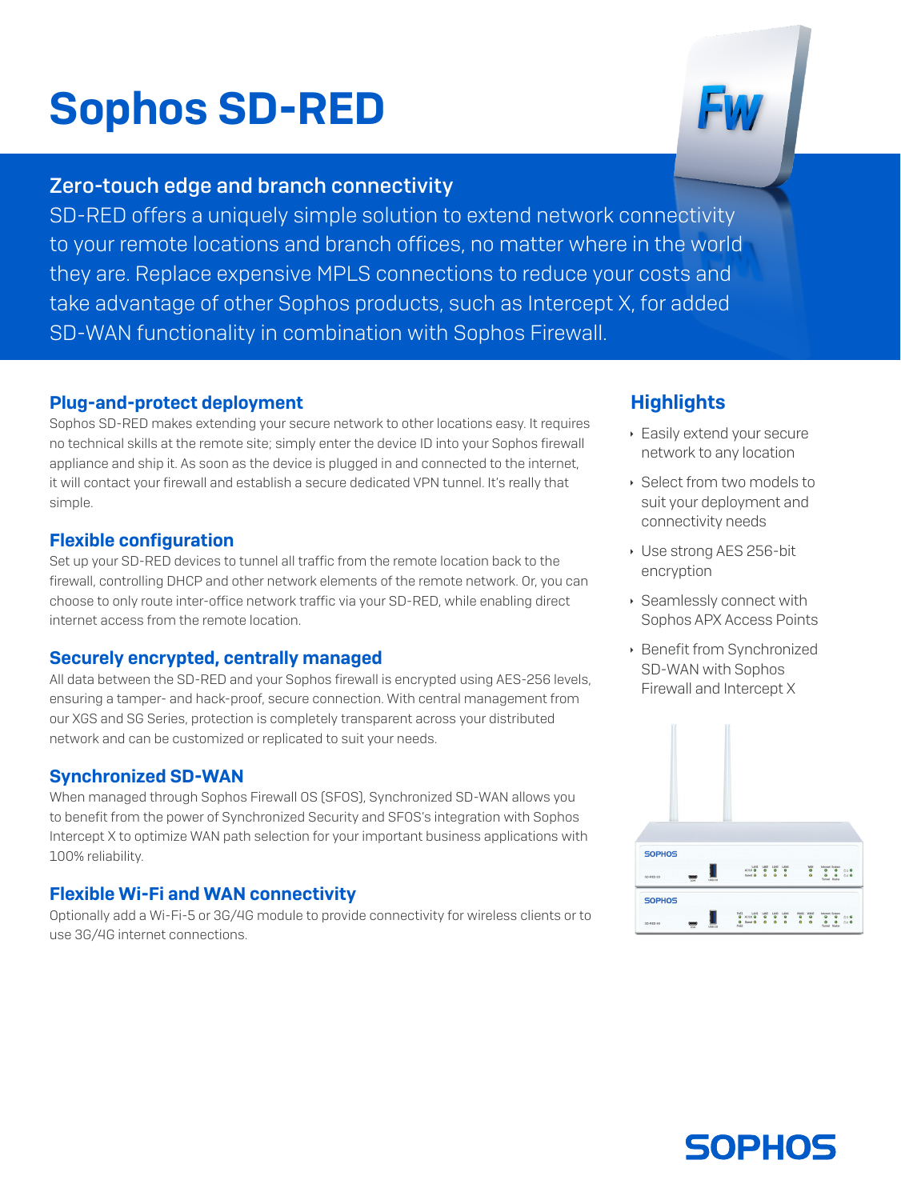# Sophos SD-RED

## Zero-touch edge and branch connectivity

SD-RED offers a uniquely simple solution to extend network connectivity to your remote locations and branch offices, no matter where in the world they are. Replace expensive MPLS connections to reduce your costs and take advantage of other Sophos products, such as Intercept X, for added SD-WAN functionality in combination with Sophos Firewall.

### Plug-and-protect deployment

Sophos SD-RED makes extending your secure network to other locations easy. It requires no technical skills at the remote site; simply enter the device ID into your Sophos firewall appliance and ship it. As soon as the device is plugged in and connected to the internet, it will contact your firewall and establish a secure dedicated VPN tunnel. It's really that simple.

### Flexible configuration

Set up your SD-RED devices to tunnel all traffic from the remote location back to the firewall, controlling DHCP and other network elements of the remote network. Or, you can choose to only route inter-office network traffic via your SD-RED, while enabling direct internet access from the remote location.

### Securely encrypted, centrally managed

All data between the SD-RED and your Sophos firewall is encrypted using AES-256 levels, ensuring a tamper- and hack-proof, secure connection. With central management from our XGS and SG Series, protection is completely transparent across your distributed network and can be customized or replicated to suit your needs.

### Synchronized SD-WAN

When managed through Sophos Firewall OS (SFOS), Synchronized SD-WAN allows you to benefit from the power of Synchronized Security and SFOS's integration with Sophos Intercept X to optimize WAN path selection for your important business applications with 100% reliability.

### Flexible Wi-Fi and WAN connectivity

Optionally add a Wi-Fi-5 or 3G/4G module to provide connectivity for wireless clients or to use 3G/4G internet connections.

### Highlights

- Easily extend your secure network to any location
- Select from two models to suit your deployment and connectivity needs
- Use strong AES 256-bit encryption
- Seamlessly connect with Sophos APX Access Points
- Benefit from Synchronized SD-WAN with Sophos Firewall and Intercept X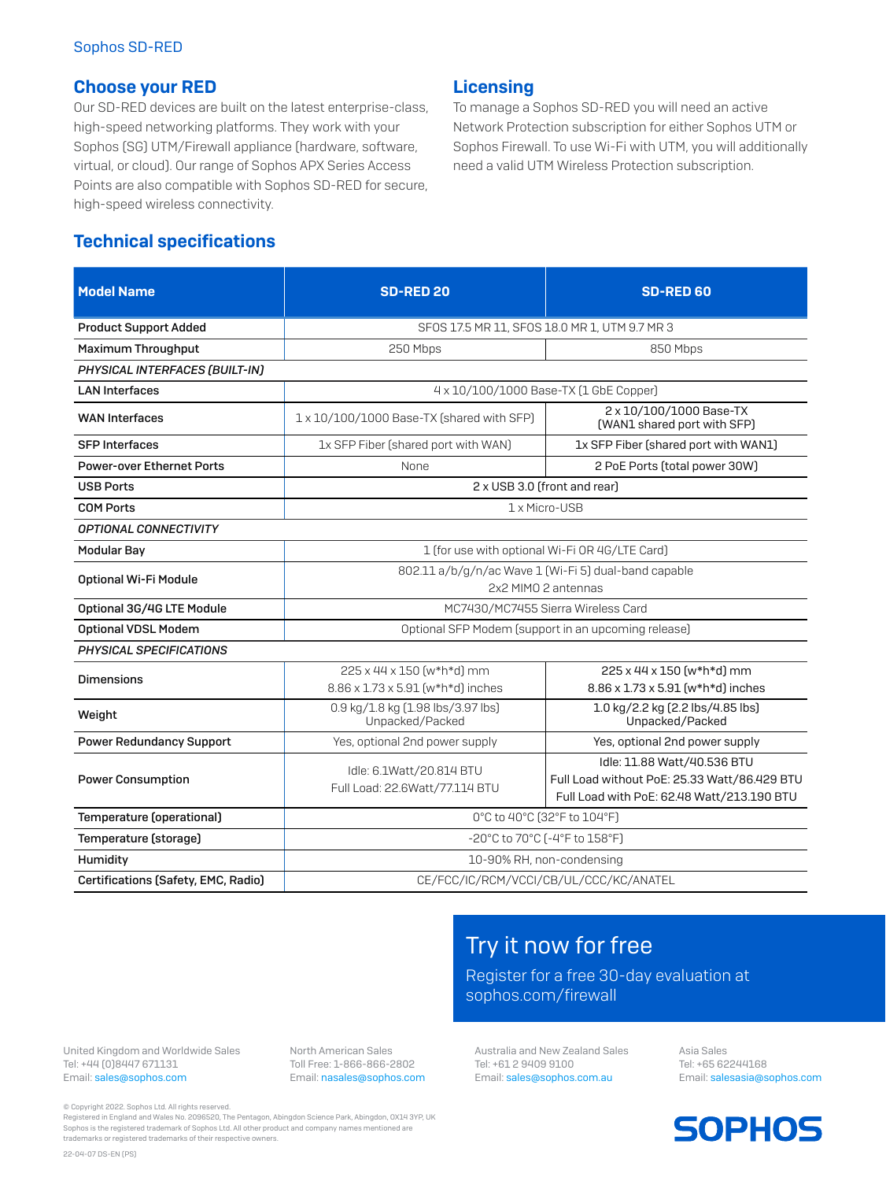## Choose your RED

Our SD-RED devices are built on the latest enterprise-class, high-speed networking platforms. They work with your Sophos (SG) UTM/Firewall appliance (hardware, software, virtual, or cloud). Our range of Sophos APX Series Access Points are also compatible with Sophos SD-RED for secure, high-speed wireless connectivity.

## Licensing

To manage a Sophos SD-RED you will need an active Network Protection subscription for either Sophos UTM or Sophos Firewall. To use Wi-Fi with UTM, you will additionally need a valid UTM Wireless Protection subscription.

## Technical specifications

| Model Name | SD-RED 20 | SD-RED 60 |
|---|---|---|
| Product Support Added | SFOS 17.5 MR 11, SFOS 18.0 MR 1, UTM 9.7 MR 3 | |
| Maximum Throughput | 250 Mbps | 850 Mbps |
| *PHYSICAL INTERFACES (BUILT-IN)* | | |
| LAN Interfaces | 4 x 10/100/1000 Base-TX (1 GbE Copper) | |
| WAN Interfaces | 1 x 10/100/1000 Base-TX (shared with SFP) | 2 x 10/100/1000 Base-TX (WAN1 shared port with SFP) |
| SFP Interfaces | 1x SFP Fiber (shared port with WAN) | 1x SFP Fiber (shared port with WAN1) |
| Power-over Ethernet Ports | None | 2 PoE Ports (total power 30W) |
| USB Ports | 2 x USB 3.0 (front and rear) | |
| COM Ports | 1 x Micro-USB | |
| *OPTIONAL CONNECTIVITY* | | |
| Modular Bay | 1 (for use with optional Wi-Fi OR 4G/LTE Card) | |
| Optional Wi-Fi Module | 802.11 a/b/g/n/ac Wave 1 (Wi-Fi 5) dual-band capable 2x2 MIMO 2 antennas | |
| Optional 3G/4G LTE Module | MC7430/MC7455 Sierra Wireless Card | |
| Optional VDSL Modem | Optional SFP Modem (support in an upcoming release) | |
| *PHYSICAL SPECIFICATIONS* | | |
| Dimensions | 225 x 44 x 150 (w\*h\*d) mm<br>8.86 x 1.73 x 5.91 (w\*h\*d) inches | 225 x 44 x 150 (w\*h\*d) mm<br>8.86 x 1.73 x 5.91 (w\*h\*d) inches |
| Weight | 0.9 kg/1.8 kg (1.98 lbs/3.97 lbs) Unpacked/Packed | 1.0 kg/2.2 kg (2.2 lbs/4.85 lbs) Unpacked/Packed |
| Power Redundancy Support | Yes, optional 2nd power supply | Yes, optional 2nd power supply |
| Power Consumption | Idle: 6.1Watt/20.814 BTU<br>Full Load: 22.6Watt/77.114 BTU | Idle: 11.88 Watt/40.536 BTU<br>Full Load without PoE: 25.33 Watt/86.429 BTU<br>Full Load with PoE: 62.48 Watt/213.190 BTU |
| Temperature (operational) | 0°C to 40°C (32°F to 104°F) | |
| Temperature (storage) | -20°C to 70°C (-4°F to 158°F) | |
| Humidity | 10-90% RH, non-condensing | |
| Certifications (Safety, EMC, Radio) | CE/FCC/IC/RCM/VCCI/CB/UL/CCC/KC/ANATEL | |

## Try it now for free

Register for a free 30-day evaluation at sophos.com/firewall

United Kingdom and Worldwide Sales
Tel: +44 (0)8447 671131
Email: sales@sophos.com

North American Sales
Toll Free: 1-866-866-2802
Email: nasales@sophos.com

Australia and New Zealand Sales
Tel: +61 2 9409 9100
Email: sales@sophos.com.au

Asia Sales
Tel: +65 62244168
Email: salesasia@sophos.com

© Copyright 2022. Sophos Ltd. All rights reserved.
Registered in England and Wales No. 2096520, The Pentagon, Abingdon Science Park, Abingdon, OX14 3YP, UK
Sophos is the registered trademark of Sophos Ltd. All other product and company names mentioned are trademarks or registered trademarks of their respective owners.

22-04-07 DS-EN (PS)

SOPHOS